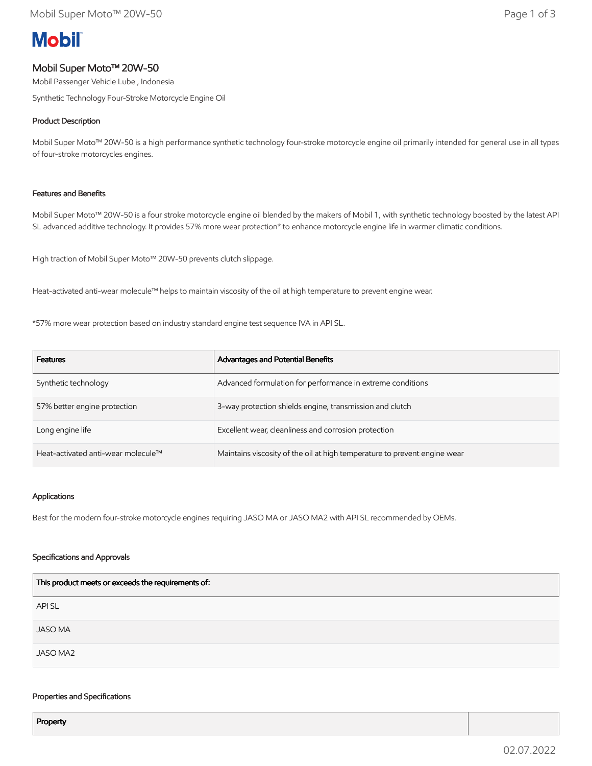Mobil

# Mobil Super Moto™ 20W-50

Mobil Passenger Vehicle Lube , Indonesia

Synthetic Technology Four-Stroke Motorcycle Engine Oil

## Product Description

Mobil Super Moto™ 20W-50 is a high performance synthetic technology four-stroke motorcycle engine oil primarily intended for general use in all types of four-stroke motorcycles engines.

## Features and Benefits

Mobil Super Moto™ 20W-50 is a four stroke motorcycle engine oil blended by the makers of Mobil 1, with synthetic technology boosted by the latest API SL advanced additive technology. It provides 57% more wear protection* to enhance motorcycle engine life in warmer climatic conditions.

High traction of Mobil Super Moto™ 20W-50 prevents clutch slippage.

Heat-activated anti-wear molecule™ helps to maintain viscosity of the oil at high temperature to prevent engine wear.

*57% more wear protection based on industry standard engine test sequence IVA in API SL.

| Features | Advantages and Potential Benefits |
|---|---|
| Synthetic technology | Advanced formulation for performance in extreme conditions |
| 57% better engine protection | 3-way protection shields engine, transmission and clutch |
| Long engine life | Excellent wear, cleanliness and corrosion protection |
| Heat-activated anti-wear molecule™ | Maintains viscosity of the oil at high temperature to prevent engine wear |

## Applications

Best for the modern four-stroke motorcycle engines requiring JASO MA or JASO MA2 with API SL recommended by OEMs.

## Specifications and Approvals

| This product meets or exceeds the requirements of: |
|---|
| API SL |
| JASO MA |
| JASO MA2 |

## Properties and Specifications

| Property | |
|---|---|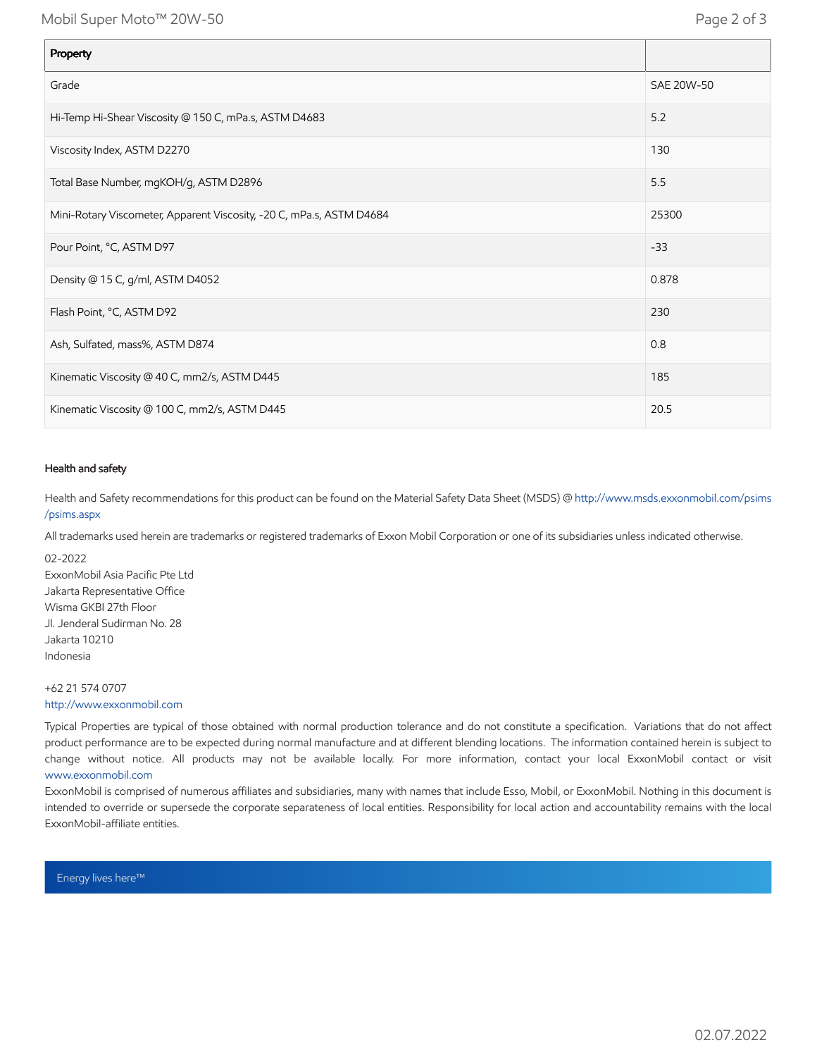| Property | |
| --- | --- |
| Grade | SAE 20W-50 |
| Hi-Temp Hi-Shear Viscosity @ 150 C, mPa.s, ASTM D4683 | 5.2 |
| Viscosity Index, ASTM D2270 | 130 |
| Total Base Number, mgKOH/g, ASTM D2896 | 5.5 |
| Mini-Rotary Viscometer, Apparent Viscosity, -20 C, mPa.s, ASTM D4684 | 25300 |
| Pour Point, °C, ASTM D97 | -33 |
| Density @ 15 C, g/ml, ASTM D4052 | 0.878 |
| Flash Point, °C, ASTM D92 | 230 |
| Ash, Sulfated, mass%, ASTM D874 | 0.8 |
| Kinematic Viscosity @ 40 C, mm2/s, ASTM D445 | 185 |
| Kinematic Viscosity @ 100 C, mm2/s, ASTM D445 | 20.5 |

### Health and safety

Health and Safety recommendations for this product can be found on the Material Safety Data Sheet (MSDS) @ http://www.msds.exxonmobil.com/psims/psims.aspx

All trademarks used herein are trademarks or registered trademarks of Exxon Mobil Corporation or one of its subsidiaries unless indicated otherwise.

02-2022
ExxonMobil Asia Pacific Pte Ltd
Jakarta Representative Office
Wisma GKBI 27th Floor
Jl. Jenderal Sudirman No. 28
Jakarta 10210
Indonesia

+62 21 574 0707
http://www.exxonmobil.com

Typical Properties are typical of those obtained with normal production tolerance and do not constitute a specification. Variations that do not affect product performance are to be expected during normal manufacture and at different blending locations. The information contained herein is subject to change without notice. All products may not be available locally. For more information, contact your local ExxonMobil contact or visit www.exxonmobil.com

ExxonMobil is comprised of numerous affiliates and subsidiaries, many with names that include Esso, Mobil, or ExxonMobil. Nothing in this document is intended to override or supersede the corporate separateness of local entities. Responsibility for local action and accountability remains with the local ExxonMobil-affiliate entities.

Energy lives here™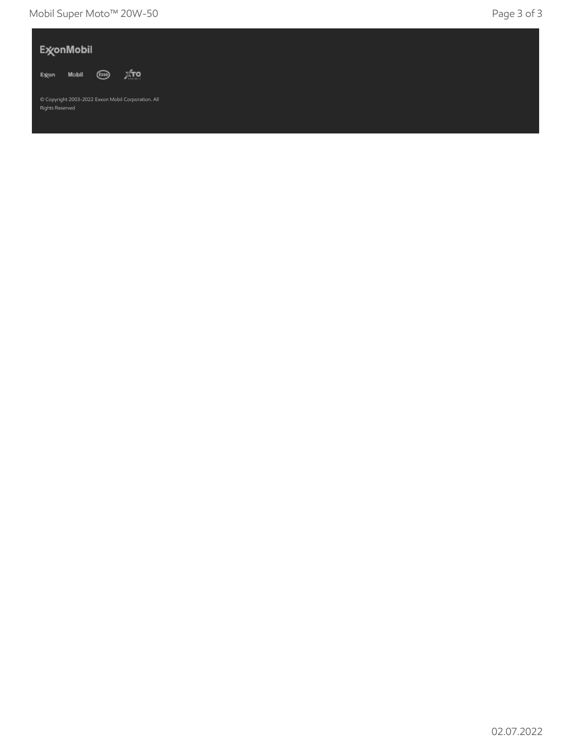ExxonMobil

Exxon Mobil Esso XTO

© Copyright 2003-2022 Exxon Mobil Corporation. All Rights Reserved